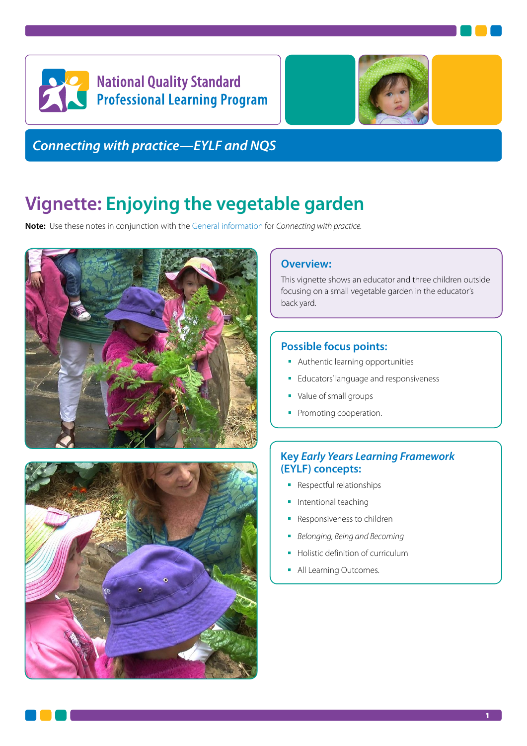National Quality Standard
Professional Learning Program

*Connecting with practice—EYLF and NQS*

# Vignette: Enjoying the vegetable garden

**Note:** Use these notes in conjunction with the General information for *Connecting with practice.*

## Overview:

This vignette shows an educator and three children outside focusing on a small vegetable garden in the educator's back yard.

## Possible focus points:

- Authentic learning opportunities
- Educators' language and responsiveness
- Value of small groups
- Promoting cooperation.

## Key *Early Years Learning Framework* (EYLF) concepts:

- Respectful relationships
- Intentional teaching
- Responsiveness to children
- *Belonging, Being and Becoming*
- Holistic definition of curriculum
- All Learning Outcomes.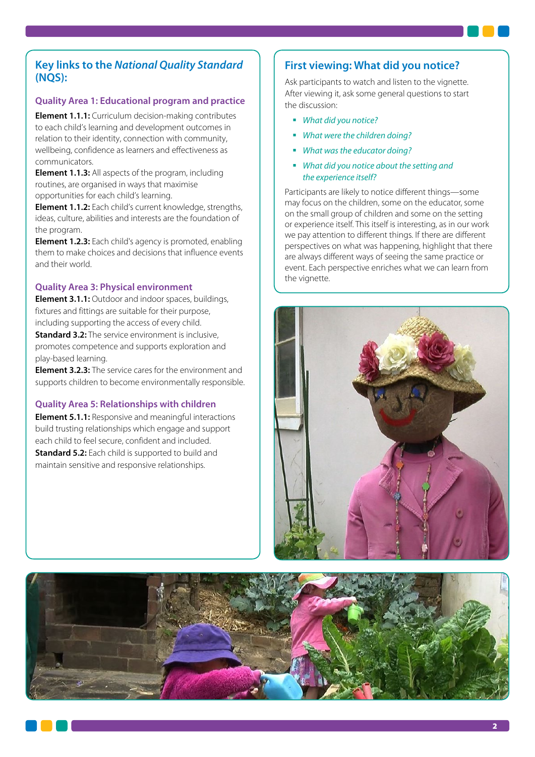## Key links to the *National Quality Standard* (NQS):

### Quality Area 1: Educational program and practice

**Element 1.1.1:** Curriculum decision-making contributes to each child's learning and development outcomes in relation to their identity, connection with community, wellbeing, confidence as learners and effectiveness as communicators.

**Element 1.1.3:** All aspects of the program, including routines, are organised in ways that maximise opportunities for each child's learning.

**Element 1.1.2:** Each child's current knowledge, strengths, ideas, culture, abilities and interests are the foundation of the program.

**Element 1.2.3:** Each child's agency is promoted, enabling them to make choices and decisions that influence events and their world.

### Quality Area 3: Physical environment

**Element 3.1.1:** Outdoor and indoor spaces, buildings, fixtures and fittings are suitable for their purpose, including supporting the access of every child.

**Standard 3.2:** The service environment is inclusive, promotes competence and supports exploration and play-based learning.

**Element 3.2.3:** The service cares for the environment and supports children to become environmentally responsible.

### Quality Area 5: Relationships with children

**Element 5.1.1:** Responsive and meaningful interactions build trusting relationships which engage and support each child to feel secure, confident and included.

**Standard 5.2:** Each child is supported to build and maintain sensitive and responsive relationships.

## First viewing: What did you notice?

Ask participants to watch and listen to the vignette. After viewing it, ask some general questions to start the discussion:

- *What did you notice?*
- *What were the children doing?*
- *What was the educator doing?*
- *What did you notice about the setting and the experience itself?*

Participants are likely to notice different things—some may focus on the children, some on the educator, some on the small group of children and some on the setting or experience itself. This itself is interesting, as in our work we pay attention to different things. If there are different perspectives on what was happening, highlight that there are always different ways of seeing the same practice or event. Each perspective enriches what we can learn from the vignette.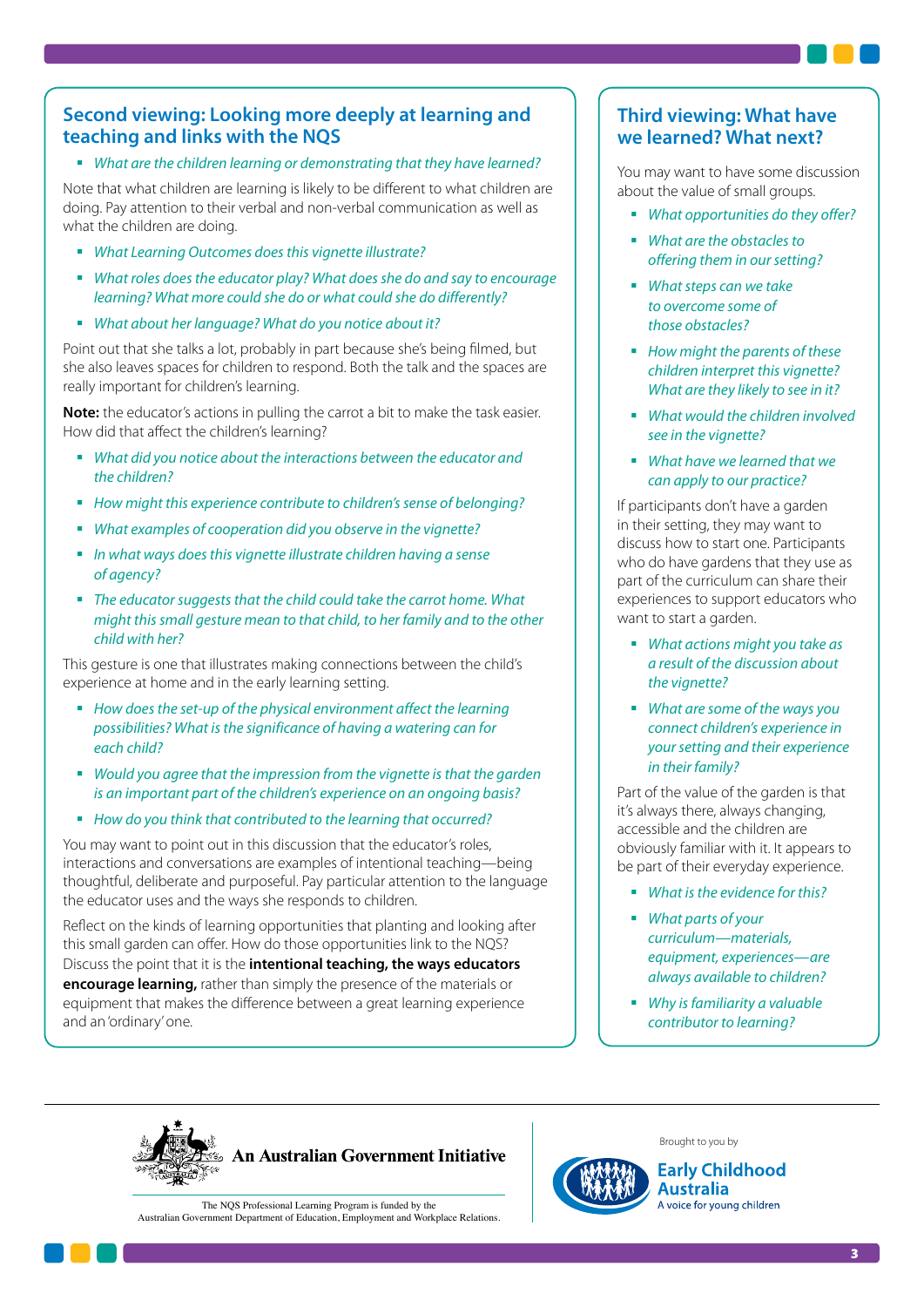## Second viewing: Looking more deeply at learning and teaching and links with the NQS

- *What are the children learning or demonstrating that they have learned?*

Note that what children are learning is likely to be different to what children are doing. Pay attention to their verbal and non-verbal communication as well as what the children are doing.

- *What Learning Outcomes does this vignette illustrate?*
- *What roles does the educator play? What does she do and say to encourage learning? What more could she do or what could she do differently?*
- *What about her language? What do you notice about it?*

Point out that she talks a lot, probably in part because she's being filmed, but she also leaves spaces for children to respond. Both the talk and the spaces are really important for children's learning.

**Note:** the educator's actions in pulling the carrot a bit to make the task easier. How did that affect the children's learning?

- *What did you notice about the interactions between the educator and the children?*
- *How might this experience contribute to children's sense of belonging?*
- *What examples of cooperation did you observe in the vignette?*
- *In what ways does this vignette illustrate children having a sense of agency?*
- *The educator suggests that the child could take the carrot home. What might this small gesture mean to that child, to her family and to the other child with her?*

This gesture is one that illustrates making connections between the child's experience at home and in the early learning setting.

- *How does the set-up of the physical environment affect the learning possibilities? What is the significance of having a watering can for each child?*
- *Would you agree that the impression from the vignette is that the garden is an important part of the children's experience on an ongoing basis?*
- *How do you think that contributed to the learning that occurred?*

You may want to point out in this discussion that the educator's roles, interactions and conversations are examples of intentional teaching—being thoughtful, deliberate and purposeful. Pay particular attention to the language the educator uses and the ways she responds to children.

Reflect on the kinds of learning opportunities that planting and looking after this small garden can offer. How do those opportunities link to the NQS? Discuss the point that it is the **intentional teaching, the ways educators encourage learning,** rather than simply the presence of the materials or equipment that makes the difference between a great learning experience and an 'ordinary' one.

## Third viewing: What have we learned? What next?

You may want to have some discussion about the value of small groups.

- *What opportunities do they offer?*
- *What are the obstacles to offering them in our setting?*
- *What steps can we take to overcome some of those obstacles?*
- *How might the parents of these children interpret this vignette? What are they likely to see in it?*
- *What would the children involved see in the vignette?*
- *What have we learned that we can apply to our practice?*

If participants don't have a garden in their setting, they may want to discuss how to start one. Participants who do have gardens that they use as part of the curriculum can share their experiences to support educators who want to start a garden.

- *What actions might you take as a result of the discussion about the vignette?*
- *What are some of the ways you connect children's experience in your setting and their experience in their family?*

Part of the value of the garden is that it's always there, always changing, accessible and the children are obviously familiar with it. It appears to be part of their everyday experience.

- *What is the evidence for this?*
- *What parts of your curriculum—materials, equipment, experiences—are always available to children?*
- *Why is familiarity a valuable contributor to learning?*

An Australian Government Initiative

The NQS Professional Learning Program is funded by the Australian Government Department of Education, Employment and Workplace Relations.

Brought to you by Early Childhood Australia — A voice for young children